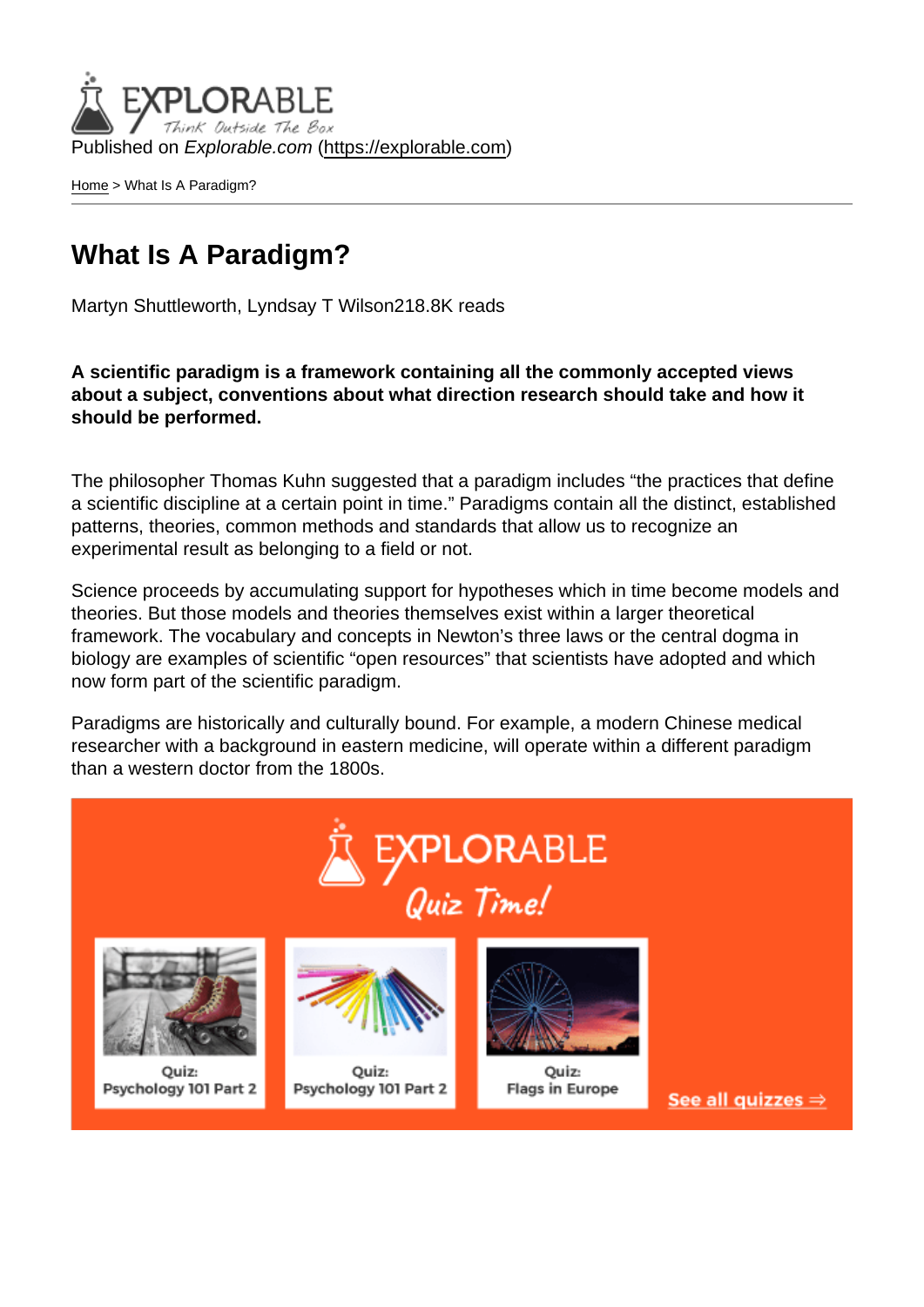Published on *Explorable.com* (https://explorable.com)

Home > What Is A Paradigm?

# What Is A Paradigm?

Martyn Shuttleworth, Lyndsay T Wilson218.8K reads

**A scientific paradigm is a framework containing all the commonly accepted views about a subject, conventions about what direction research should take and how it should be performed.**

The philosopher Thomas Kuhn suggested that a paradigm includes "the practices that define a scientific discipline at a certain point in time." Paradigms contain all the distinct, established patterns, theories, common methods and standards that allow us to recognize an experimental result as belonging to a field or not.

Science proceeds by accumulating support for hypotheses which in time become models and theories. But those models and theories themselves exist within a larger theoretical framework. The vocabulary and concepts in Newton's three laws or the central dogma in biology are examples of scientific "open resources" that scientists have adopted and which now form part of the scientific paradigm.

Paradigms are historically and culturally bound. For example, a modern Chinese medical researcher with a background in eastern medicine, will operate within a different paradigm than a western doctor from the 1800s.

EXPLORABLE
Quiz Time!

Quiz: Psychology 101 Part 2

Quiz: Psychology 101 Part 2

Quiz: Flags in Europe

See all quizzes ⇒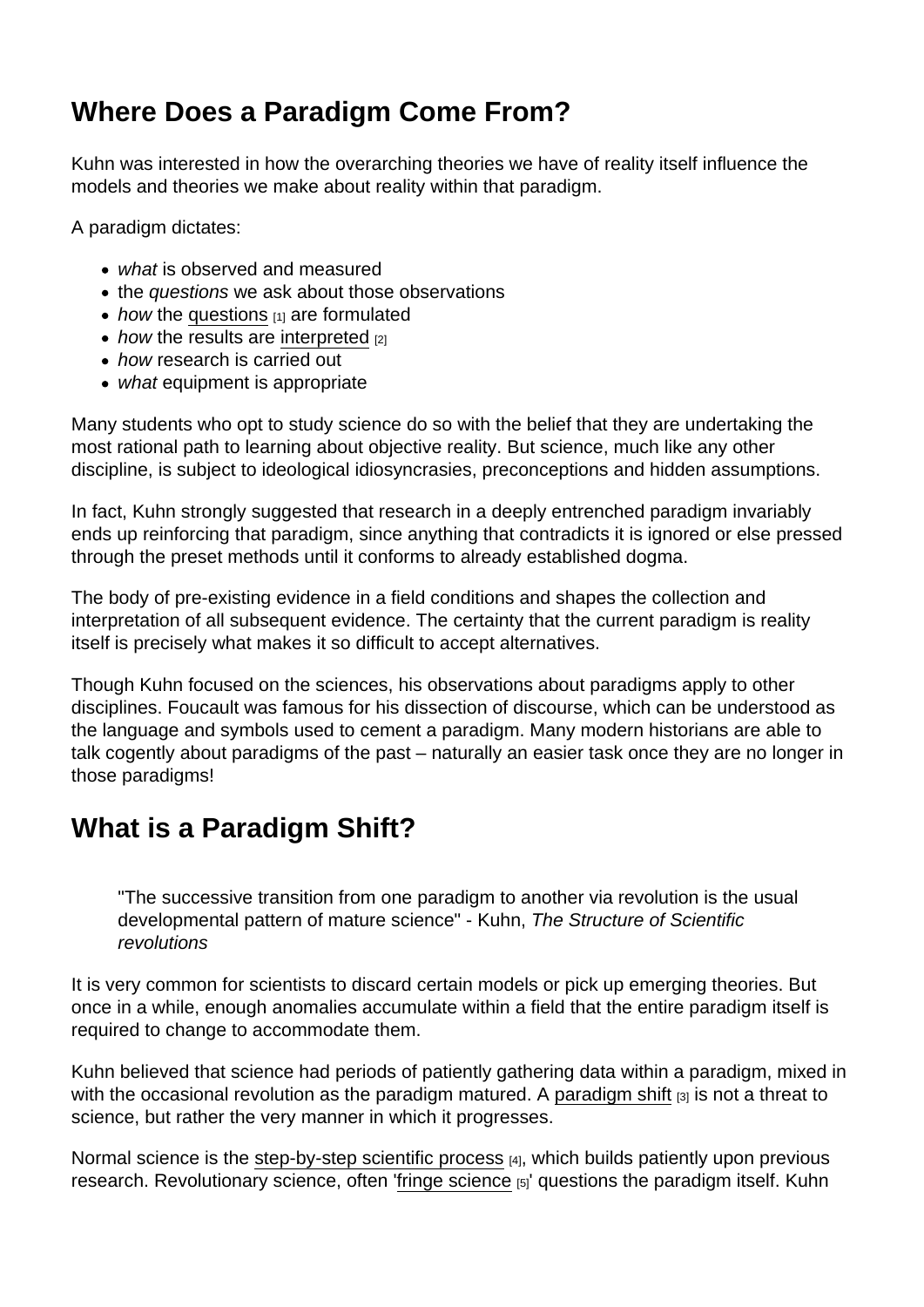## Where Does a Paradigm Come From?

Kuhn was interested in how the overarching theories we have of reality itself influence the models and theories we make about reality within that paradigm.

A paradigm dictates:

- *what* is observed and measured
- the *questions* we ask about those observations
- *how* the questions [1] are formulated
- *how* the results are interpreted [2]
- *how* research is carried out
- *what* equipment is appropriate

Many students who opt to study science do so with the belief that they are undertaking the most rational path to learning about objective reality. But science, much like any other discipline, is subject to ideological idiosyncrasies, preconceptions and hidden assumptions.

In fact, Kuhn strongly suggested that research in a deeply entrenched paradigm invariably ends up reinforcing that paradigm, since anything that contradicts it is ignored or else pressed through the preset methods until it conforms to already established dogma.

The body of pre-existing evidence in a field conditions and shapes the collection and interpretation of all subsequent evidence. The certainty that the current paradigm is reality itself is precisely what makes it so difficult to accept alternatives.

Though Kuhn focused on the sciences, his observations about paradigms apply to other disciplines. Foucault was famous for his dissection of discourse, which can be understood as the language and symbols used to cement a paradigm. Many modern historians are able to talk cogently about paradigms of the past – naturally an easier task once they are no longer in those paradigms!

## What is a Paradigm Shift?

> "The successive transition from one paradigm to another via revolution is the usual developmental pattern of mature science" - Kuhn, *The Structure of Scientific revolutions*

It is very common for scientists to discard certain models or pick up emerging theories. But once in a while, enough anomalies accumulate within a field that the entire paradigm itself is required to change to accommodate them.

Kuhn believed that science had periods of patiently gathering data within a paradigm, mixed in with the occasional revolution as the paradigm matured. A paradigm shift [3] is not a threat to science, but rather the very manner in which it progresses.

Normal science is the step-by-step scientific process [4], which builds patiently upon previous research. Revolutionary science, often 'fringe science [5]' questions the paradigm itself. Kuhn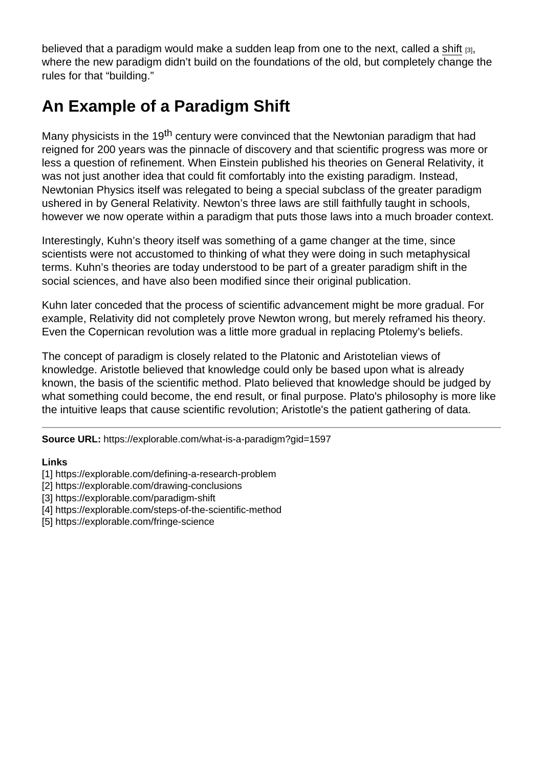believed that a paradigm would make a sudden leap from one to the next, called a shift [3], where the new paradigm didn't build on the foundations of the old, but completely change the rules for that "building."

## An Example of a Paradigm Shift

Many physicists in the 19th century were convinced that the Newtonian paradigm that had reigned for 200 years was the pinnacle of discovery and that scientific progress was more or less a question of refinement. When Einstein published his theories on General Relativity, it was not just another idea that could fit comfortably into the existing paradigm. Instead, Newtonian Physics itself was relegated to being a special subclass of the greater paradigm ushered in by General Relativity. Newton's three laws are still faithfully taught in schools, however we now operate within a paradigm that puts those laws into a much broader context.

Interestingly, Kuhn's theory itself was something of a game changer at the time, since scientists were not accustomed to thinking of what they were doing in such metaphysical terms. Kuhn's theories are today understood to be part of a greater paradigm shift in the social sciences, and have also been modified since their original publication.

Kuhn later conceded that the process of scientific advancement might be more gradual. For example, Relativity did not completely prove Newton wrong, but merely reframed his theory. Even the Copernican revolution was a little more gradual in replacing Ptolemy's beliefs.

The concept of paradigm is closely related to the Platonic and Aristotelian views of knowledge. Aristotle believed that knowledge could only be based upon what is already known, the basis of the scientific method. Plato believed that knowledge should be judged by what something could become, the end result, or final purpose. Plato's philosophy is more like the intuitive leaps that cause scientific revolution; Aristotle's the patient gathering of data.

---

**Source URL:** https://explorable.com/what-is-a-paradigm?gid=1597

**Links**
[1] https://explorable.com/defining-a-research-problem
[2] https://explorable.com/drawing-conclusions
[3] https://explorable.com/paradigm-shift
[4] https://explorable.com/steps-of-the-scientific-method
[5] https://explorable.com/fringe-science